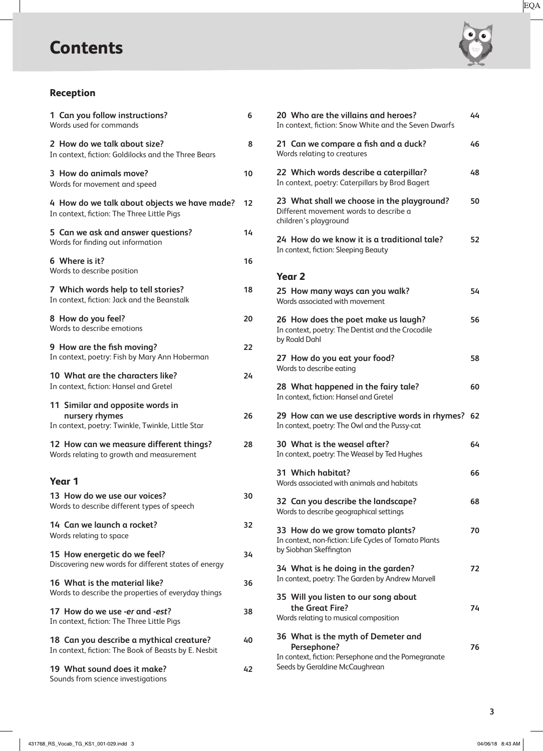# Contents

## Reception

**1 Can you follow instructions?** 6
Words used for commands

**2 How do we talk about size?** 8
In context, fiction: Goldilocks and the Three Bears

**3 How do animals move?** 10
Words for movement and speed

**4 How do we talk about objects we have made?** 12
In context, fiction: The Three Little Pigs

**5 Can we ask and answer questions?** 14
Words for finding out information

**6 Where is it?** 16
Words to describe position

**7 Which words help to tell stories?** 18
In context, fiction: Jack and the Beanstalk

**8 How do you feel?** 20
Words to describe emotions

**9 How are the fish moving?** 22
In context, poetry: Fish by Mary Ann Hoberman

**10 What are the characters like?** 24
In context, fiction: Hansel and Gretel

**11 Similar and opposite words in nursery rhymes** 26
In context, poetry: Twinkle, Twinkle, Little Star

**12 How can we measure different things?** 28
Words relating to growth and measurement

## Year 1

**13 How do we use our voices?** 30
Words to describe different types of speech

**14 Can we launch a rocket?** 32
Words relating to space

**15 How energetic do we feel?** 34
Discovering new words for different states of energy

**16 What is the material like?** 36
Words to describe the properties of everyday things

**17 How do we use *-er* and *-est*?** 38
In context, fiction: The Three Little Pigs

**18 Can you describe a mythical creature?** 40
In context, fiction: The Book of Beasts by E. Nesbit

**19 What sound does it make?** 42
Sounds from science investigations

**20 Who are the villains and heroes?** 44
In context, fiction: Snow White and the Seven Dwarfs

**21 Can we compare a fish and a duck?** 46
Words relating to creatures

**22 Which words describe a caterpillar?** 48
In context, poetry: Caterpillars by Brod Bagert

**23 What shall we choose in the playground?** 50
Different movement words to describe a children's playground

**24 How do we know it is a traditional tale?** 52
In context, fiction: Sleeping Beauty

## Year 2

**25 How many ways can you walk?** 54
Words associated with movement

**26 How does the poet make us laugh?** 56
In context, poetry: The Dentist and the Crocodile by Roald Dahl

**27 How do you eat your food?** 58
Words to describe eating

**28 What happened in the fairy tale?** 60
In context, fiction: Hansel and Gretel

**29 How can we use descriptive words in rhymes?** 62
In context, poetry: The Owl and the Pussy-cat

**30 What is the weasel after?** 64
In context, poetry: The Weasel by Ted Hughes

**31 Which habitat?** 66
Words associated with animals and habitats

**32 Can you describe the landscape?** 68
Words to describe geographical settings

**33 How do we grow tomato plants?** 70
In context, non-fiction: Life Cycles of Tomato Plants by Siobhan Skeffington

**34 What is he doing in the garden?** 72
In context, poetry: The Garden by Andrew Marvell

**35 Will you listen to our song about the Great Fire?** 74
Words relating to musical composition

**36 What is the myth of Demeter and Persephone?** 76
In context, fiction: Persephone and the Pomegranate Seeds by Geraldine McCaughrean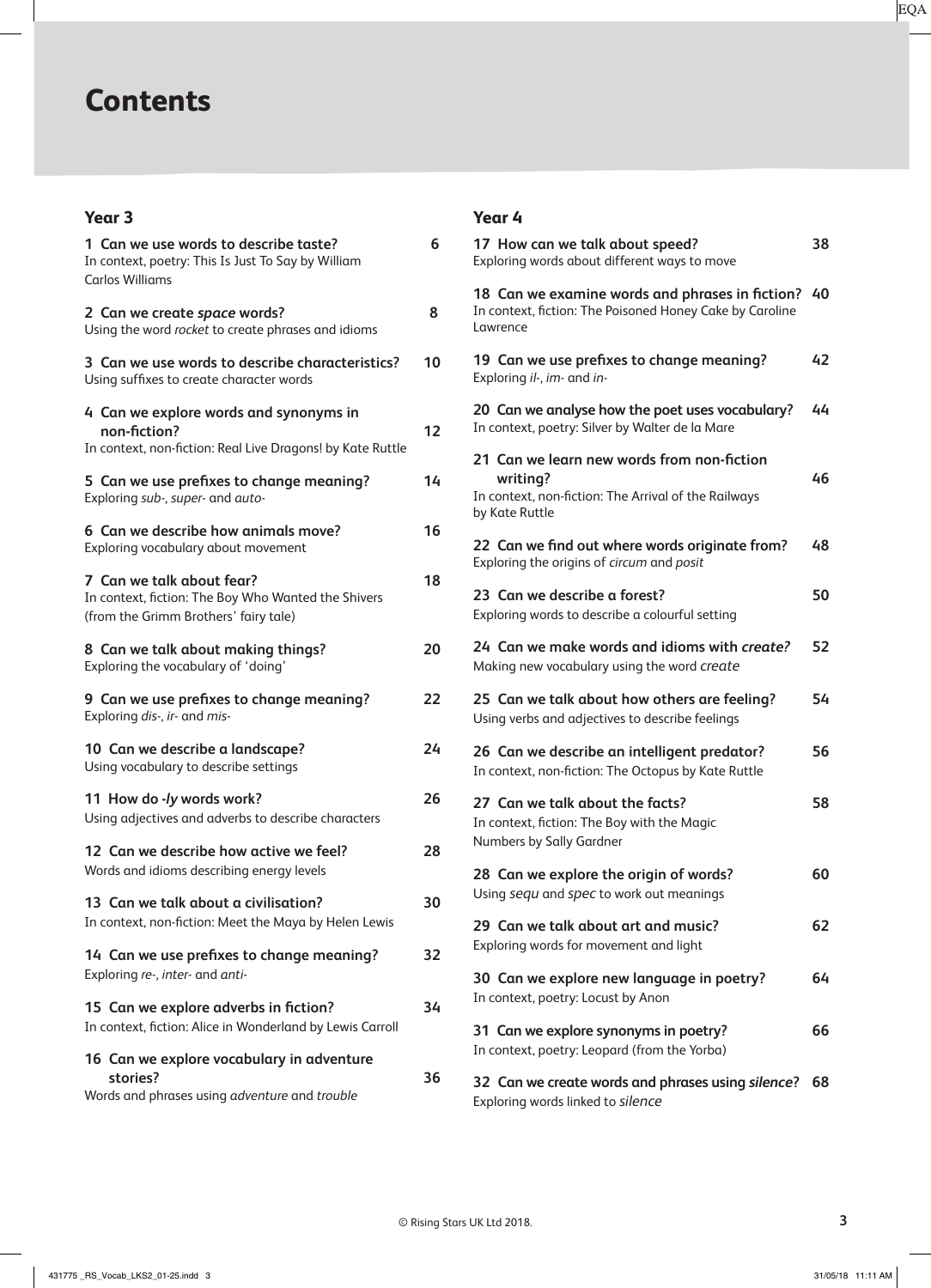# Contents

## Year 3

**1 Can we use words to describe taste?** 6
In context, poetry: This Is Just To Say by William Carlos Williams

**2 Can we create *space* words?** 8
Using the word *rocket* to create phrases and idioms

**3 Can we use words to describe characteristics?** 10
Using suffixes to create character words

**4 Can we explore words and synonyms in non-fiction?** 12
In context, non-fiction: Real Live Dragons! by Kate Ruttle

**5 Can we use prefixes to change meaning?** 14
Exploring *sub-*, *super-* and *auto-*

**6 Can we describe how animals move?** 16
Exploring vocabulary about movement

**7 Can we talk about fear?** 18
In context, fiction: The Boy Who Wanted the Shivers (from the Grimm Brothers' fairy tale)

**8 Can we talk about making things?** 20
Exploring the vocabulary of 'doing'

**9 Can we use prefixes to change meaning?** 22
Exploring *dis-*, *ir-* and *mis-*

**10 Can we describe a landscape?** 24
Using vocabulary to describe settings

**11 How do *-ly* words work?** 26
Using adjectives and adverbs to describe characters

**12 Can we describe how active we feel?** 28
Words and idioms describing energy levels

**13 Can we talk about a civilisation?** 30
In context, non-fiction: Meet the Maya by Helen Lewis

**14 Can we use prefixes to change meaning?** 32
Exploring *re-*, *inter-* and *anti-*

**15 Can we explore adverbs in fiction?** 34
In context, fiction: Alice in Wonderland by Lewis Carroll

**16 Can we explore vocabulary in adventure stories?** 36
Words and phrases using *adventure* and *trouble*

## Year 4

**17 How can we talk about speed?** 38
Exploring words about different ways to move

**18 Can we examine words and phrases in fiction?** 40
In context, fiction: The Poisoned Honey Cake by Caroline Lawrence

**19 Can we use prefixes to change meaning?** 42
Exploring *il-*, *im-* and *in-*

**20 Can we analyse how the poet uses vocabulary?** 44
In context, poetry: Silver by Walter de la Mare

**21 Can we learn new words from non-fiction writing?** 46
In context, non-fiction: The Arrival of the Railways by Kate Ruttle

**22 Can we find out where words originate from?** 48
Exploring the origins of *circum* and *posit*

**23 Can we describe a forest?** 50
Exploring words to describe a colourful setting

**24 Can we make words and idioms with *create?*** 52
Making new vocabulary using the word *create*

**25 Can we talk about how others are feeling?** 54
Using verbs and adjectives to describe feelings

**26 Can we describe an intelligent predator?** 56
In context, non-fiction: The Octopus by Kate Ruttle

**27 Can we talk about the facts?** 58
In context, fiction: The Boy with the Magic Numbers by Sally Gardner

**28 Can we explore the origin of words?** 60
Using *sequ* and *spec* to work out meanings

**29 Can we talk about art and music?** 62
Exploring words for movement and light

**30 Can we explore new language in poetry?** 64
In context, poetry: Locust by Anon

**31 Can we explore synonyms in poetry?** 66
In context, poetry: Leopard (from the Yorba)

**32 Can we create words and phrases using *silence*?** 68
Exploring words linked to *silence*

© Rising Stars UK Ltd 2018.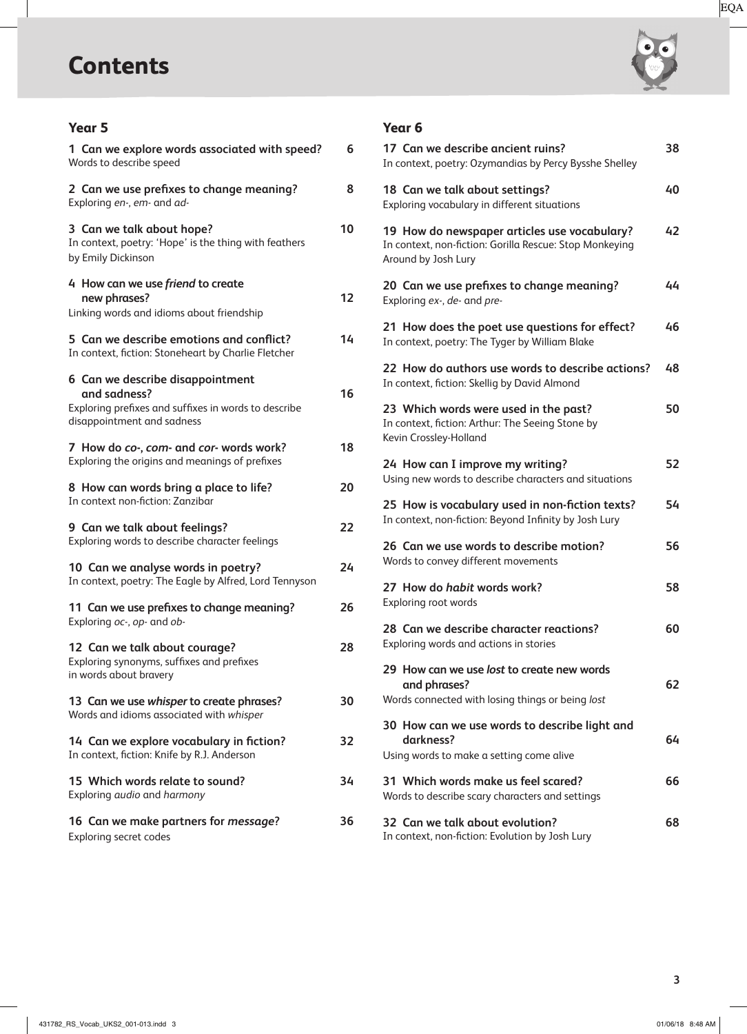# Contents

## Year 5

**1 Can we explore words associated with speed?** 6
Words to describe speed

**2 Can we use prefixes to change meaning?** 8
Exploring *en-*, *em-* and *ad-*

**3 Can we talk about hope?** 10
In context, poetry: 'Hope' is the thing with feathers by Emily Dickinson

**4 How can we use *friend* to create new phrases?** 12
Linking words and idioms about friendship

**5 Can we describe emotions and conflict?** 14
In context, fiction: Stoneheart by Charlie Fletcher

**6 Can we describe disappointment and sadness?** 16
Exploring prefixes and suffixes in words to describe disappointment and sadness

**7 How do *co-*, *com-* and *cor-* words work?** 18
Exploring the origins and meanings of prefixes

**8 How can words bring a place to life?** 20
In context non-fiction: Zanzibar

**9 Can we talk about feelings?** 22
Exploring words to describe character feelings

**10 Can we analyse words in poetry?** 24
In context, poetry: The Eagle by Alfred, Lord Tennyson

**11 Can we use prefixes to change meaning?** 26
Exploring *oc-*, *op-* and *ob-*

**12 Can we talk about courage?** 28
Exploring synonyms, suffixes and prefixes in words about bravery

**13 Can we use *whisper* to create phrases?** 30
Words and idioms associated with *whisper*

**14 Can we explore vocabulary in fiction?** 32
In context, fiction: Knife by R.J. Anderson

**15 Which words relate to sound?** 34
Exploring *audio* and *harmony*

**16 Can we make partners for *message*?** 36
Exploring secret codes

## Year 6

**17 Can we describe ancient ruins?** 38
In context, poetry: Ozymandias by Percy Bysshe Shelley

**18 Can we talk about settings?** 40
Exploring vocabulary in different situations

**19 How do newspaper articles use vocabulary?** 42
In context, non-fiction: Gorilla Rescue: Stop Monkeying Around by Josh Lury

**20 Can we use prefixes to change meaning?** 44
Exploring *ex-*, *de-* and *pre-*

**21 How does the poet use questions for effect?** 46
In context, poetry: The Tyger by William Blake

**22 How do authors use words to describe actions?** 48
In context, fiction: Skellig by David Almond

**23 Which words were used in the past?** 50
In context, fiction: Arthur: The Seeing Stone by Kevin Crossley-Holland

**24 How can I improve my writing?** 52
Using new words to describe characters and situations

**25 How is vocabulary used in non-fiction texts?** 54
In context, non-fiction: Beyond Infinity by Josh Lury

**26 Can we use words to describe motion?** 56
Words to convey different movements

**27 How do *habit* words work?** 58
Exploring root words

**28 Can we describe character reactions?** 60
Exploring words and actions in stories

**29 How can we use *lost* to create new words and phrases?** 62
Words connected with losing things or being *lost*

**30 How can we use words to describe light and darkness?** 64
Using words to make a setting come alive

**31 Which words make us feel scared?** 66
Words to describe scary characters and settings

**32 Can we talk about evolution?** 68
In context, non-fiction: Evolution by Josh Lury